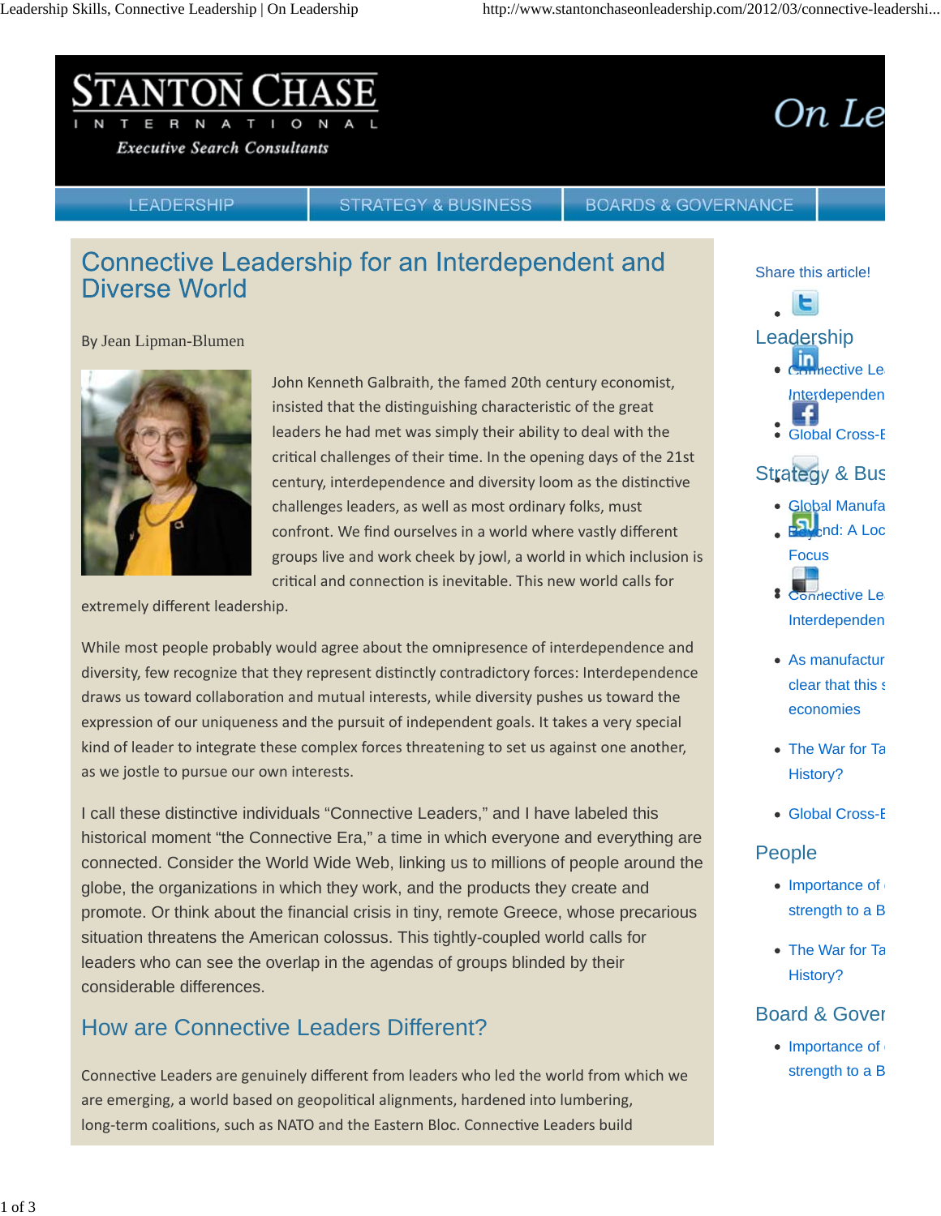# Connective Leadership for an Interdependent and Diverse World

By Jean Lipman-Blumen

John Kenneth Galbraith, the famed 20th century economist, insisted that the distinguishing characteristic of the great leaders he had met was simply their ability to deal with the critical challenges of their time. In the opening days of the 21st century, interdependence and diversity loom as the distinctive challenges leaders, as well as most ordinary folks, must confront. We find ourselves in a world where vastly different groups live and work cheek by jowl, a world in which inclusion is critical and connection is inevitable. This new world calls for extremely different leadership.

While most people probably would agree about the omnipresence of interdependence and diversity, few recognize that they represent distinctly contradictory forces: Interdependence draws us toward collaboration and mutual interests, while diversity pushes us toward the expression of our uniqueness and the pursuit of independent goals. It takes a very special kind of leader to integrate these complex forces threatening to set us against one another, as we jostle to pursue our own interests.

I call these distinctive individuals "Connective Leaders," and I have labeled this historical moment "the Connective Era," a time in which everyone and everything are connected. Consider the World Wide Web, linking us to millions of people around the globe, the organizations in which they work, and the products they create and promote. Or think about the financial crisis in tiny, remote Greece, whose precarious situation threatens the American colossus. This tightly-coupled world calls for leaders who can see the overlap in the agendas of groups blinded by their considerable differences.

## How are Connective Leaders Different?

Connective Leaders are genuinely different from leaders who led the world from which we are emerging, a world based on geopolitical alignments, hardened into lumbering, long-term coalitions, such as NATO and the Eastern Bloc. Connective Leaders build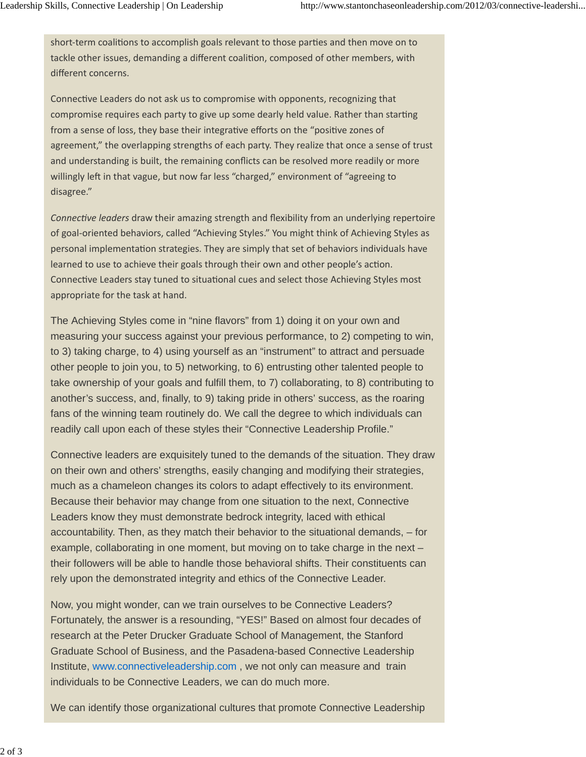short-term coalitions to accomplish goals relevant to those parties and then move on to tackle other issues, demanding a different coalition, composed of other members, with different concerns.

Connective Leaders do not ask us to compromise with opponents, recognizing that compromise requires each party to give up some dearly held value. Rather than starting from a sense of loss, they base their integrative efforts on the "positive zones of agreement," the overlapping strengths of each party. They realize that once a sense of trust and understanding is built, the remaining conflicts can be resolved more readily or more willingly left in that vague, but now far less "charged," environment of "agreeing to disagree."

*Connective leaders* draw their amazing strength and flexibility from an underlying repertoire of goal-oriented behaviors, called "Achieving Styles." You might think of Achieving Styles as personal implementation strategies. They are simply that set of behaviors individuals have learned to use to achieve their goals through their own and other people's action. Connective Leaders stay tuned to situational cues and select those Achieving Styles most appropriate for the task at hand.

The Achieving Styles come in "nine flavors" from 1) doing it on your own and measuring your success against your previous performance, to 2) competing to win, to 3) taking charge, to 4) using yourself as an "instrument" to attract and persuade other people to join you, to 5) networking, to 6) entrusting other talented people to take ownership of your goals and fulfill them, to 7) collaborating, to 8) contributing to another's success, and, finally, to 9) taking pride in others' success, as the roaring fans of the winning team routinely do. We call the degree to which individuals can readily call upon each of these styles their "Connective Leadership Profile."

Connective leaders are exquisitely tuned to the demands of the situation. They draw on their own and others' strengths, easily changing and modifying their strategies, much as a chameleon changes its colors to adapt effectively to its environment. Because their behavior may change from one situation to the next, Connective Leaders know they must demonstrate bedrock integrity, laced with ethical accountability. Then, as they match their behavior to the situational demands, – for example, collaborating in one moment, but moving on to take charge in the next – their followers will be able to handle those behavioral shifts. Their constituents can rely upon the demonstrated integrity and ethics of the Connective Leader.

Now, you might wonder, can we train ourselves to be Connective Leaders? Fortunately, the answer is a resounding, "YES!" Based on almost four decades of research at the Peter Drucker Graduate School of Management, the Stanford Graduate School of Business, and the Pasadena-based Connective Leadership Institute, www.connectiveleadership.com , we not only can measure and train individuals to be Connective Leaders, we can do much more.

We can identify those organizational cultures that promote Connective Leadership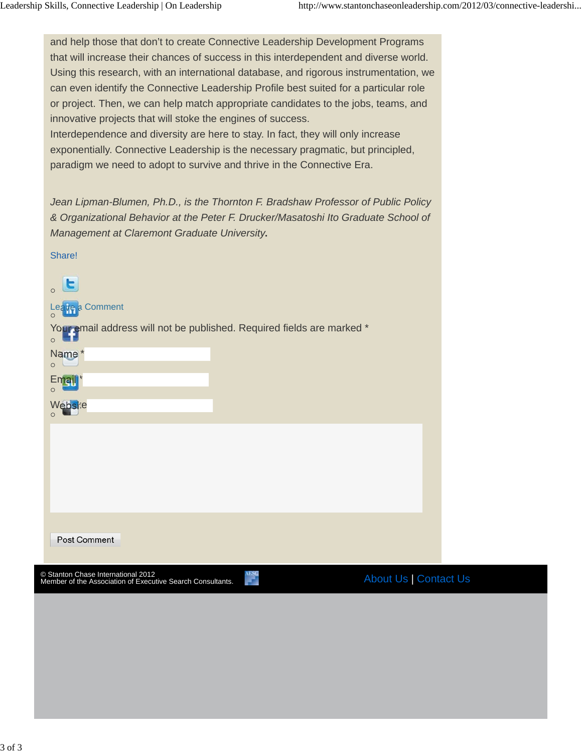and help those that don't to create Connective Leadership Development Programs that will increase their chances of success in this interdependent and diverse world. Using this research, with an international database, and rigorous instrumentation, we can even identify the Connective Leadership Profile best suited for a particular role or project. Then, we can help match appropriate candidates to the jobs, teams, and innovative projects that will stoke the engines of success.

Interdependence and diversity are here to stay. In fact, they will only increase exponentially. Connective Leadership is the necessary pragmatic, but principled, paradigm we need to adopt to survive and thrive in the Connective Era.

*Jean Lipman-Blumen, Ph.D., is the Thornton F. Bradshaw Professor of Public Policy & Organizational Behavior at the Peter F. Drucker/Masatoshi Ito Graduate School of Management at Claremont Graduate University***.**

Share!

Leave a Comment

Your email address will not be published. Required fields are marked *

Name *

Email *

Website

Post Comment

© Stanton Chase International 2012
Member of the Association of Executive Search Consultants.

About Us | Contact Us